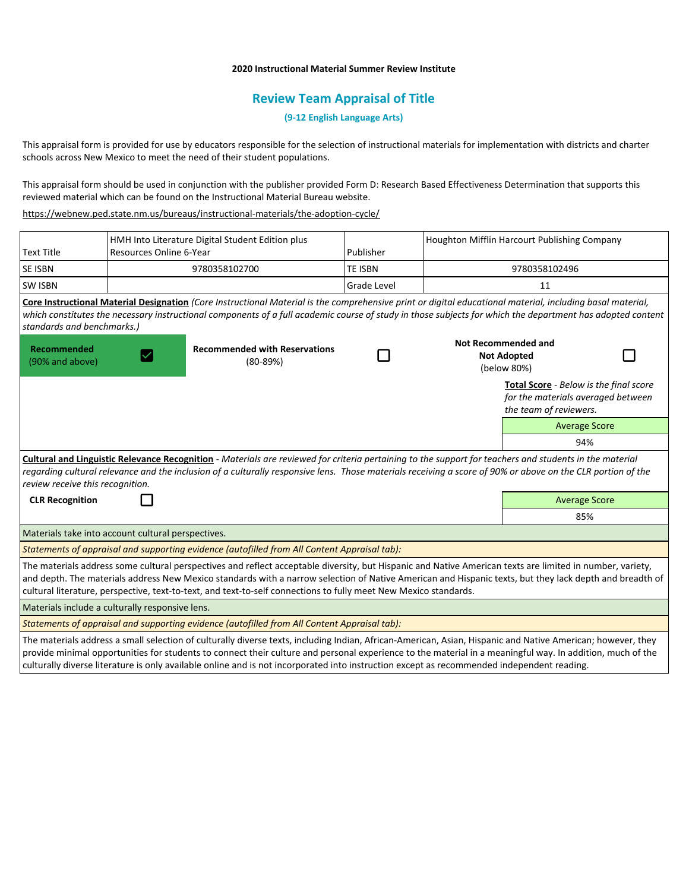**2020 Instructional Material Summer Review Institute**

# Review Team Appraisal of Title

**(9-12 English Language Arts)**

This appraisal form is provided for use by educators responsible for the selection of instructional materials for implementation with districts and charter schools across New Mexico to meet the need of their student populations.

This appraisal form should be used in conjunction with the publisher provided Form D: Research Based Effectiveness Determination that supports this reviewed material which can be found on the Instructional Material Bureau website.

https://webnew.ped.state.nm.us/bureaus/instructional-materials/the-adoption-cycle/

| | | | |
|---|---|---|---|
| Text Title | HMH Into Literature Digital Student Edition plus Resources Online 6-Year | Publisher | Houghton Mifflin Harcourt Publishing Company |
| SE ISBN | 9780358102700 | TE ISBN | 9780358102496 |
| SW ISBN | | Grade Level | 11 |

**Core Instructional Material Designation** *(Core Instructional Material is the comprehensive print or digital educational material, including basal material, which constitutes the necessary instructional components of a full academic course of study in those subjects for which the department has adopted content standards and benchmarks.)*

| | | |
|---|---|---|
| **Recommended** (90% and above) ☑ | **Recommended with Reservations** (80-89%) ☐ | **Not Recommended and Not Adopted** (below 80%) ☐ |

**Total Score** - *Below is the final score for the materials averaged between the team of reviewers.*

| Average Score |
|---|
| 94% |

**Cultural and Linguistic Relevance Recognition** - *Materials are reviewed for criteria pertaining to the support for teachers and students in the material regarding cultural relevance and the inclusion of a culturally responsive lens. Those materials receiving a score of 90% or above on the CLR portion of the review receive this recognition.*

**CLR Recognition** ☐

| Average Score |
|---|
| 85% |

Materials take into account cultural perspectives.

*Statements of appraisal and supporting evidence (autofilled from All Content Appraisal tab):*

The materials address some cultural perspectives and reflect acceptable diversity, but Hispanic and Native American texts are limited in number, variety, and depth. The materials address New Mexico standards with a narrow selection of Native American and Hispanic texts, but they lack depth and breadth of cultural literature, perspective, text-to-text, and text-to-self connections to fully meet New Mexico standards.

Materials include a culturally responsive lens.

*Statements of appraisal and supporting evidence (autofilled from All Content Appraisal tab):*

The materials address a small selection of culturally diverse texts, including Indian, African-American, Asian, Hispanic and Native American; however, they provide minimal opportunities for students to connect their culture and personal experience to the material in a meaningful way. In addition, much of the culturally diverse literature is only available online and is not incorporated into instruction except as recommended independent reading.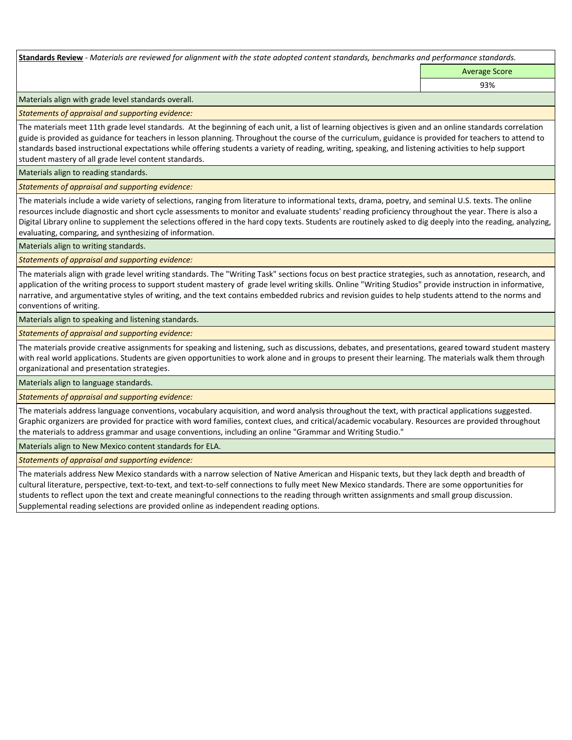**Standards Review** - *Materials are reviewed for alignment with the state adopted content standards, benchmarks and performance standards.*

| | Average Score |
|---|---|
| | 93% |

Materials align with grade level standards overall.

*Statements of appraisal and supporting evidence:*

The materials meet 11th grade level standards. At the beginning of each unit, a list of learning objectives is given and an online standards correlation guide is provided as guidance for teachers in lesson planning. Throughout the course of the curriculum, guidance is provided for teachers to attend to standards based instructional expectations while offering students a variety of reading, writing, speaking, and listening activities to help support student mastery of all grade level content standards.

Materials align to reading standards.

*Statements of appraisal and supporting evidence:*

The materials include a wide variety of selections, ranging from literature to informational texts, drama, poetry, and seminal U.S. texts. The online resources include diagnostic and short cycle assessments to monitor and evaluate students' reading proficiency throughout the year. There is also a Digital Library online to supplement the selections offered in the hard copy texts. Students are routinely asked to dig deeply into the reading, analyzing, evaluating, comparing, and synthesizing of information.

Materials align to writing standards.

*Statements of appraisal and supporting evidence:*

The materials align with grade level writing standards. The "Writing Task" sections focus on best practice strategies, such as annotation, research, and application of the writing process to support student mastery of grade level writing skills. Online "Writing Studios" provide instruction in informative, narrative, and argumentative styles of writing, and the text contains embedded rubrics and revision guides to help students attend to the norms and conventions of writing.

Materials align to speaking and listening standards.

*Statements of appraisal and supporting evidence:*

The materials provide creative assignments for speaking and listening, such as discussions, debates, and presentations, geared toward student mastery with real world applications. Students are given opportunities to work alone and in groups to present their learning. The materials walk them through organizational and presentation strategies.

Materials align to language standards.

*Statements of appraisal and supporting evidence:*

The materials address language conventions, vocabulary acquisition, and word analysis throughout the text, with practical applications suggested. Graphic organizers are provided for practice with word families, context clues, and critical/academic vocabulary. Resources are provided throughout the materials to address grammar and usage conventions, including an online "Grammar and Writing Studio."

Materials align to New Mexico content standards for ELA.

*Statements of appraisal and supporting evidence:*

The materials address New Mexico standards with a narrow selection of Native American and Hispanic texts, but they lack depth and breadth of cultural literature, perspective, text-to-text, and text-to-self connections to fully meet New Mexico standards. There are some opportunities for students to reflect upon the text and create meaningful connections to the reading through written assignments and small group discussion. Supplemental reading selections are provided online as independent reading options.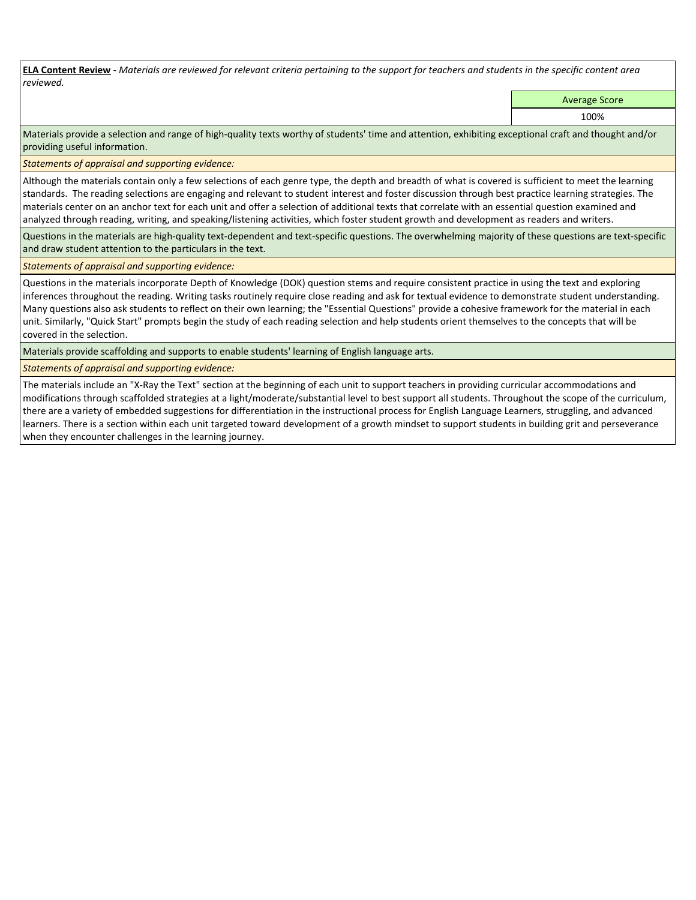**ELA Content Review** - *Materials are reviewed for relevant criteria pertaining to the support for teachers and students in the specific content area reviewed.*

| Average Score |
| --- |
| 100% |

Materials provide a selection and range of high-quality texts worthy of students' time and attention, exhibiting exceptional craft and thought and/or providing useful information.

*Statements of appraisal and supporting evidence:*

Although the materials contain only a few selections of each genre type, the depth and breadth of what is covered is sufficient to meet the learning standards. The reading selections are engaging and relevant to student interest and foster discussion through best practice learning strategies. The materials center on an anchor text for each unit and offer a selection of additional texts that correlate with an essential question examined and analyzed through reading, writing, and speaking/listening activities, which foster student growth and development as readers and writers.

Questions in the materials are high-quality text-dependent and text-specific questions. The overwhelming majority of these questions are text-specific and draw student attention to the particulars in the text.

*Statements of appraisal and supporting evidence:*

Questions in the materials incorporate Depth of Knowledge (DOK) question stems and require consistent practice in using the text and exploring inferences throughout the reading. Writing tasks routinely require close reading and ask for textual evidence to demonstrate student understanding. Many questions also ask students to reflect on their own learning; the "Essential Questions" provide a cohesive framework for the material in each unit. Similarly, "Quick Start" prompts begin the study of each reading selection and help students orient themselves to the concepts that will be covered in the selection.

Materials provide scaffolding and supports to enable students' learning of English language arts.

*Statements of appraisal and supporting evidence:*

The materials include an "X-Ray the Text" section at the beginning of each unit to support teachers in providing curricular accommodations and modifications through scaffolded strategies at a light/moderate/substantial level to best support all students. Throughout the scope of the curriculum, there are a variety of embedded suggestions for differentiation in the instructional process for English Language Learners, struggling, and advanced learners. There is a section within each unit targeted toward development of a growth mindset to support students in building grit and perseverance when they encounter challenges in the learning journey.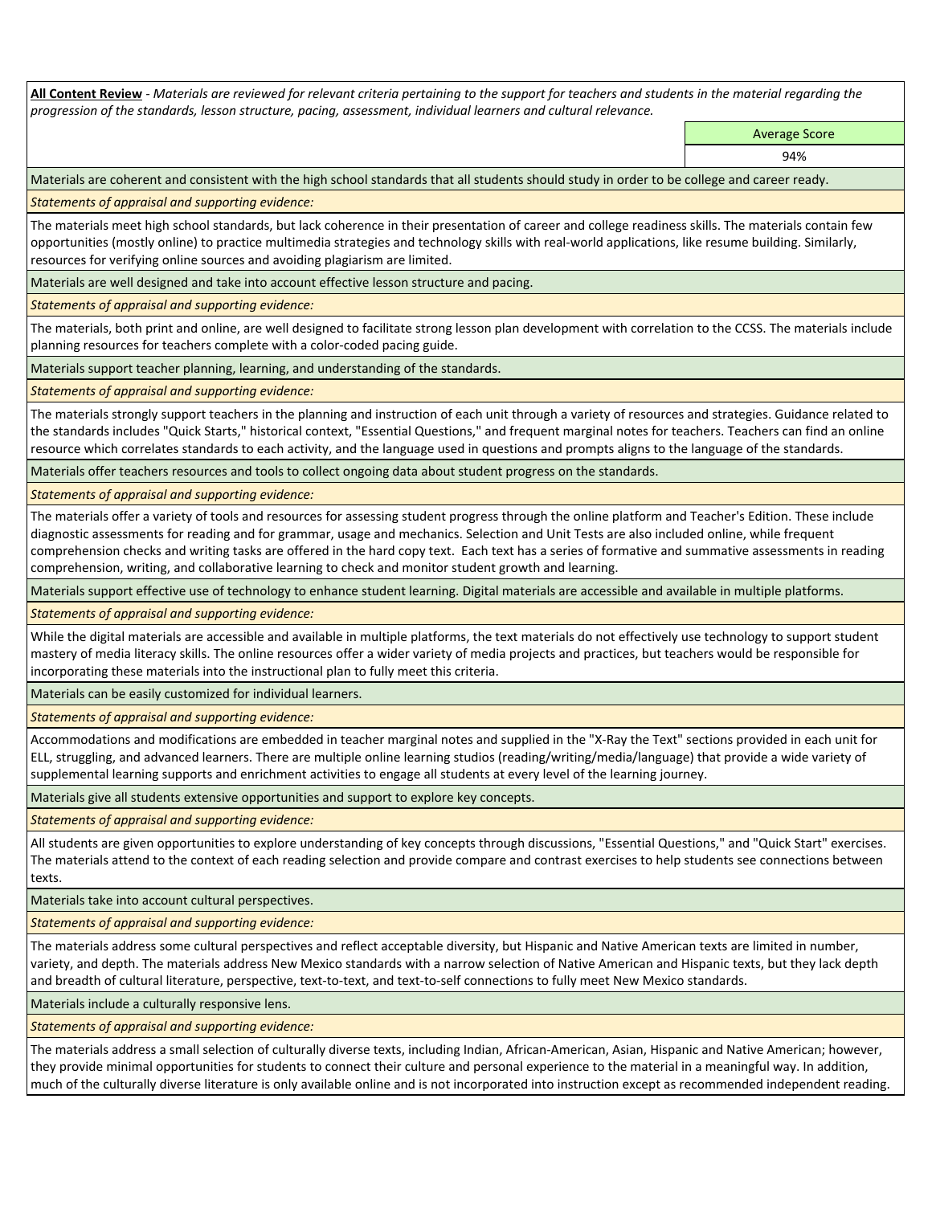**All Content Review** - *Materials are reviewed for relevant criteria pertaining to the support for teachers and students in the material regarding the progression of the standards, lesson structure, pacing, assessment, individual learners and cultural relevance.*

| | Average Score |
|---|---|
| | 94% |

Materials are coherent and consistent with the high school standards that all students should study in order to be college and career ready.

*Statements of appraisal and supporting evidence:*

The materials meet high school standards, but lack coherence in their presentation of career and college readiness skills. The materials contain few opportunities (mostly online) to practice multimedia strategies and technology skills with real-world applications, like resume building. Similarly, resources for verifying online sources and avoiding plagiarism are limited.

Materials are well designed and take into account effective lesson structure and pacing.

*Statements of appraisal and supporting evidence:*

The materials, both print and online, are well designed to facilitate strong lesson plan development with correlation to the CCSS. The materials include planning resources for teachers complete with a color-coded pacing guide.

Materials support teacher planning, learning, and understanding of the standards.

*Statements of appraisal and supporting evidence:*

The materials strongly support teachers in the planning and instruction of each unit through a variety of resources and strategies. Guidance related to the standards includes "Quick Starts," historical context, "Essential Questions," and frequent marginal notes for teachers. Teachers can find an online resource which correlates standards to each activity, and the language used in questions and prompts aligns to the language of the standards.

Materials offer teachers resources and tools to collect ongoing data about student progress on the standards.

*Statements of appraisal and supporting evidence:*

The materials offer a variety of tools and resources for assessing student progress through the online platform and Teacher's Edition. These include diagnostic assessments for reading and for grammar, usage and mechanics. Selection and Unit Tests are also included online, while frequent comprehension checks and writing tasks are offered in the hard copy text. Each text has a series of formative and summative assessments in reading comprehension, writing, and collaborative learning to check and monitor student growth and learning.

Materials support effective use of technology to enhance student learning. Digital materials are accessible and available in multiple platforms.

*Statements of appraisal and supporting evidence:*

While the digital materials are accessible and available in multiple platforms, the text materials do not effectively use technology to support student mastery of media literacy skills. The online resources offer a wider variety of media projects and practices, but teachers would be responsible for incorporating these materials into the instructional plan to fully meet this criteria.

Materials can be easily customized for individual learners.

*Statements of appraisal and supporting evidence:*

Accommodations and modifications are embedded in teacher marginal notes and supplied in the "X-Ray the Text" sections provided in each unit for ELL, struggling, and advanced learners. There are multiple online learning studios (reading/writing/media/language) that provide a wide variety of supplemental learning supports and enrichment activities to engage all students at every level of the learning journey.

Materials give all students extensive opportunities and support to explore key concepts.

*Statements of appraisal and supporting evidence:*

All students are given opportunities to explore understanding of key concepts through discussions, "Essential Questions," and "Quick Start" exercises. The materials attend to the context of each reading selection and provide compare and contrast exercises to help students see connections between texts.

Materials take into account cultural perspectives.

*Statements of appraisal and supporting evidence:*

The materials address some cultural perspectives and reflect acceptable diversity, but Hispanic and Native American texts are limited in number, variety, and depth. The materials address New Mexico standards with a narrow selection of Native American and Hispanic texts, but they lack depth and breadth of cultural literature, perspective, text-to-text, and text-to-self connections to fully meet New Mexico standards.

Materials include a culturally responsive lens.

*Statements of appraisal and supporting evidence:*

The materials address a small selection of culturally diverse texts, including Indian, African-American, Asian, Hispanic and Native American; however, they provide minimal opportunities for students to connect their culture and personal experience to the material in a meaningful way. In addition, much of the culturally diverse literature is only available online and is not incorporated into instruction except as recommended independent reading.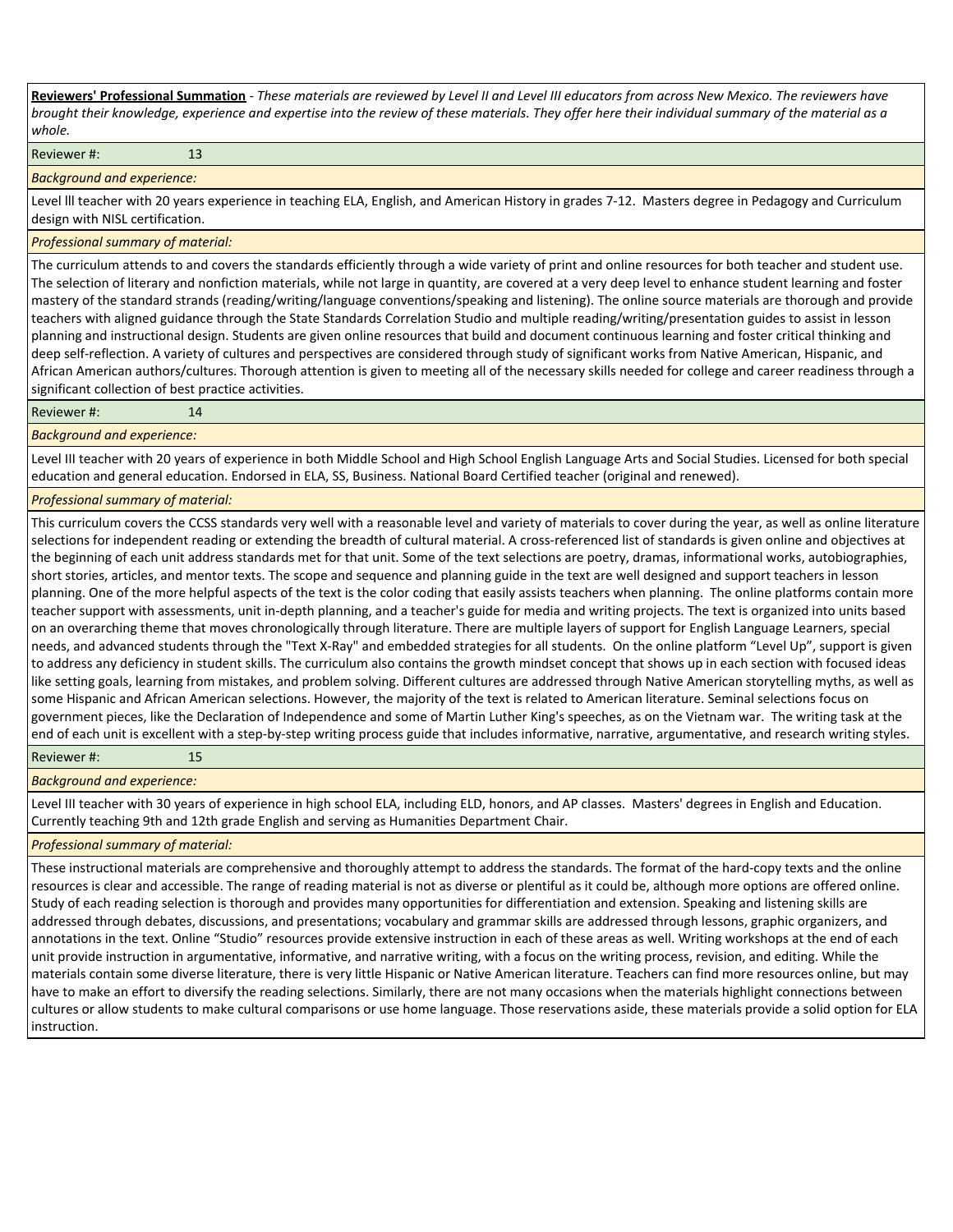**Reviewers' Professional Summation** - *These materials are reviewed by Level II and Level III educators from across New Mexico. The reviewers have brought their knowledge, experience and expertise into the review of these materials. They offer here their individual summary of the material as a whole.*

Reviewer #: 13

*Background and experience:*

Level lll teacher with 20 years experience in teaching ELA, English, and American History in grades 7-12. Masters degree in Pedagogy and Curriculum design with NISL certification.

*Professional summary of material:*

The curriculum attends to and covers the standards efficiently through a wide variety of print and online resources for both teacher and student use. The selection of literary and nonfiction materials, while not large in quantity, are covered at a very deep level to enhance student learning and foster mastery of the standard strands (reading/writing/language conventions/speaking and listening). The online source materials are thorough and provide teachers with aligned guidance through the State Standards Correlation Studio and multiple reading/writing/presentation guides to assist in lesson planning and instructional design. Students are given online resources that build and document continuous learning and foster critical thinking and deep self-reflection. A variety of cultures and perspectives are considered through study of significant works from Native American, Hispanic, and African American authors/cultures. Thorough attention is given to meeting all of the necessary skills needed for college and career readiness through a significant collection of best practice activities.

Reviewer #: 14

*Background and experience:*

Level III teacher with 20 years of experience in both Middle School and High School English Language Arts and Social Studies. Licensed for both special education and general education. Endorsed in ELA, SS, Business. National Board Certified teacher (original and renewed).

*Professional summary of material:*

This curriculum covers the CCSS standards very well with a reasonable level and variety of materials to cover during the year, as well as online literature selections for independent reading or extending the breadth of cultural material. A cross-referenced list of standards is given online and objectives at the beginning of each unit address standards met for that unit. Some of the text selections are poetry, dramas, informational works, autobiographies, short stories, articles, and mentor texts. The scope and sequence and planning guide in the text are well designed and support teachers in lesson planning. One of the more helpful aspects of the text is the color coding that easily assists teachers when planning. The online platforms contain more teacher support with assessments, unit in-depth planning, and a teacher's guide for media and writing projects. The text is organized into units based on an overarching theme that moves chronologically through literature. There are multiple layers of support for English Language Learners, special needs, and advanced students through the "Text X-Ray" and embedded strategies for all students. On the online platform "Level Up", support is given to address any deficiency in student skills. The curriculum also contains the growth mindset concept that shows up in each section with focused ideas like setting goals, learning from mistakes, and problem solving. Different cultures are addressed through Native American storytelling myths, as well as some Hispanic and African American selections. However, the majority of the text is related to American literature. Seminal selections focus on government pieces, like the Declaration of Independence and some of Martin Luther King's speeches, as on the Vietnam war. The writing task at the end of each unit is excellent with a step-by-step writing process guide that includes informative, narrative, argumentative, and research writing styles.

Reviewer #: 15

*Background and experience:*

Level III teacher with 30 years of experience in high school ELA, including ELD, honors, and AP classes. Masters' degrees in English and Education. Currently teaching 9th and 12th grade English and serving as Humanities Department Chair.

*Professional summary of material:*

These instructional materials are comprehensive and thoroughly attempt to address the standards. The format of the hard-copy texts and the online resources is clear and accessible. The range of reading material is not as diverse or plentiful as it could be, although more options are offered online. Study of each reading selection is thorough and provides many opportunities for differentiation and extension. Speaking and listening skills are addressed through debates, discussions, and presentations; vocabulary and grammar skills are addressed through lessons, graphic organizers, and annotations in the text. Online "Studio" resources provide extensive instruction in each of these areas as well. Writing workshops at the end of each unit provide instruction in argumentative, informative, and narrative writing, with a focus on the writing process, revision, and editing. While the materials contain some diverse literature, there is very little Hispanic or Native American literature. Teachers can find more resources online, but may have to make an effort to diversify the reading selections. Similarly, there are not many occasions when the materials highlight connections between cultures or allow students to make cultural comparisons or use home language. Those reservations aside, these materials provide a solid option for ELA instruction.